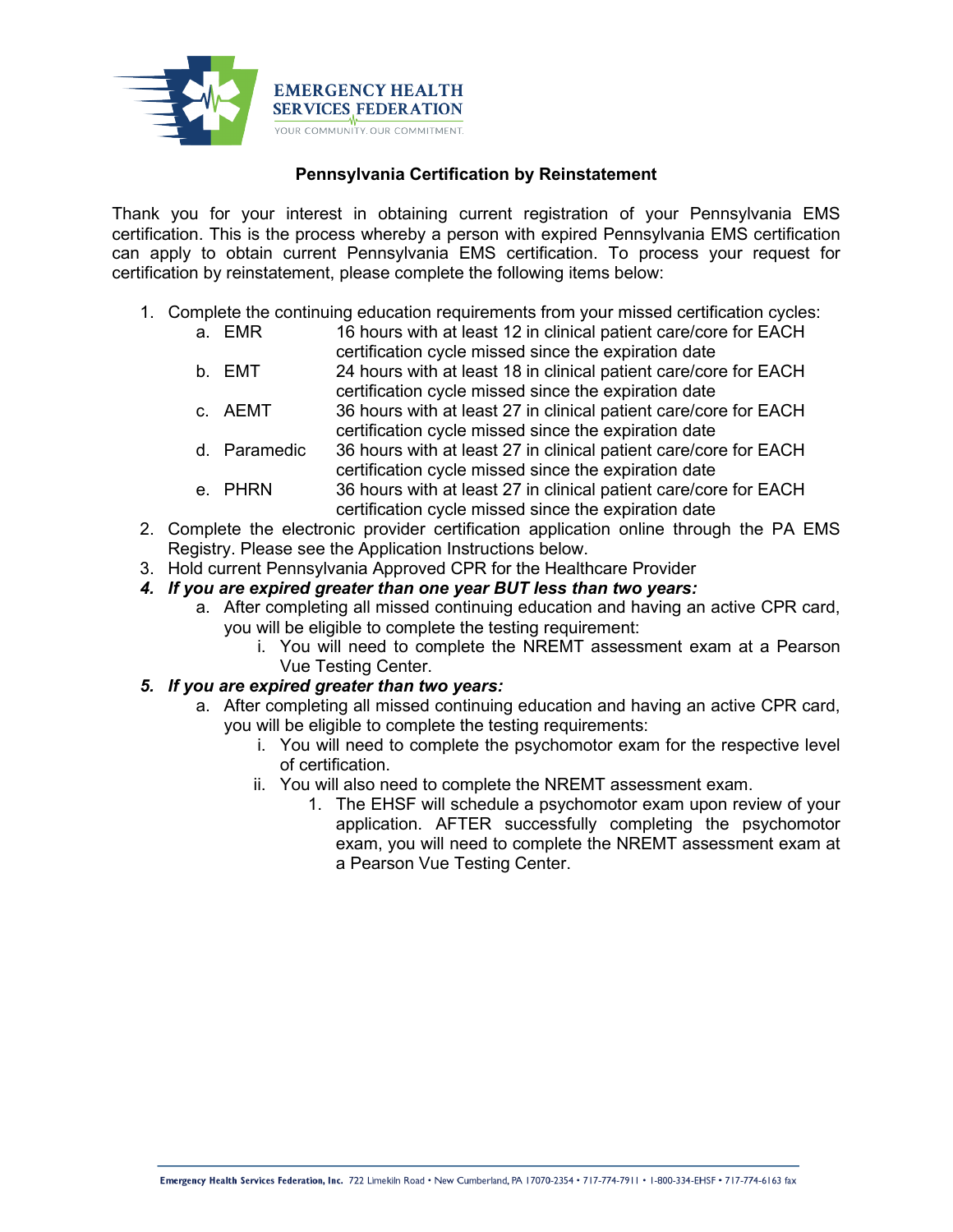**EMERGENCY HEALTH SERVICES FEDERATION**
YOUR COMMUNITY. OUR COMMITMENT.

# Pennsylvania Certification by Reinstatement

Thank you for your interest in obtaining current registration of your Pennsylvania EMS certification. This is the process whereby a person with expired Pennsylvania EMS certification can apply to obtain current Pennsylvania EMS certification. To process your request for certification by reinstatement, please complete the following items below:

1. Complete the continuing education requirements from your missed certification cycles:
   a. EMR — 16 hours with at least 12 in clinical patient care/core for EACH certification cycle missed since the expiration date
   b. EMT — 24 hours with at least 18 in clinical patient care/core for EACH certification cycle missed since the expiration date
   c. AEMT — 36 hours with at least 27 in clinical patient care/core for EACH certification cycle missed since the expiration date
   d. Paramedic — 36 hours with at least 27 in clinical patient care/core for EACH certification cycle missed since the expiration date
   e. PHRN — 36 hours with at least 27 in clinical patient care/core for EACH certification cycle missed since the expiration date
2. Complete the electronic provider certification application online through the PA EMS Registry. Please see the Application Instructions below.
3. Hold current Pennsylvania Approved CPR for the Healthcare Provider
4. ***If you are expired greater than one year BUT less than two years:***
   a. After completing all missed continuing education and having an active CPR card, you will be eligible to complete the testing requirement:
      i. You will need to complete the NREMT assessment exam at a Pearson Vue Testing Center.
5. ***If you are expired greater than two years:***
   a. After completing all missed continuing education and having an active CPR card, you will be eligible to complete the testing requirements:
      i. You will need to complete the psychomotor exam for the respective level of certification.
      ii. You will also need to complete the NREMT assessment exam.
         1. The EHSF will schedule a psychomotor exam upon review of your application. AFTER successfully completing the psychomotor exam, you will need to complete the NREMT assessment exam at a Pearson Vue Testing Center.

**Emergency Health Services Federation, Inc.** 722 Limekiln Road • New Cumberland, PA 17070-2354 • 717-774-7911 • 1-800-334-EHSF • 717-774-6163 fax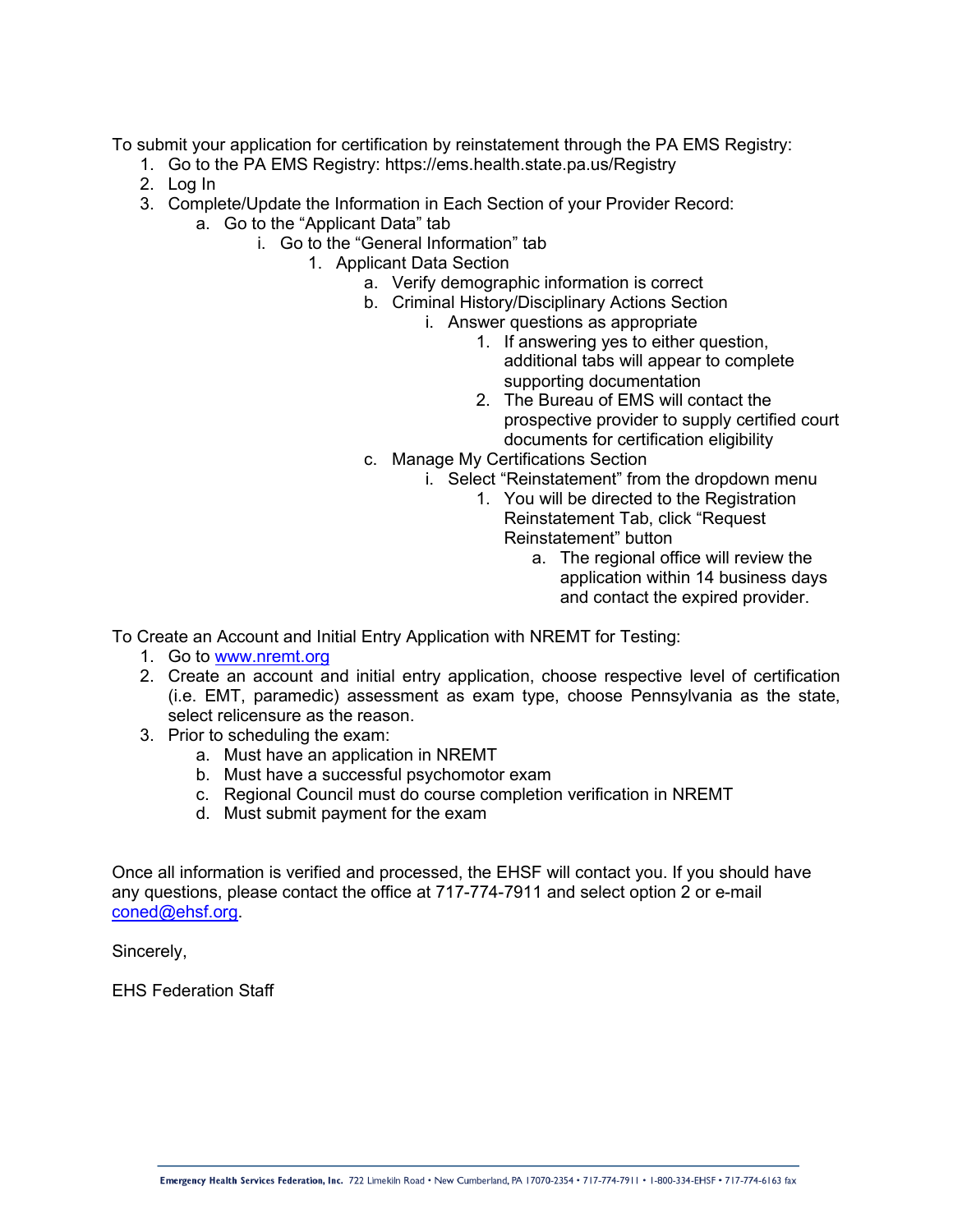To submit your application for certification by reinstatement through the PA EMS Registry:

1. Go to the PA EMS Registry: https://ems.health.state.pa.us/Registry
2. Log In
3. Complete/Update the Information in Each Section of your Provider Record:
    a. Go to the "Applicant Data" tab
        i. Go to the "General Information" tab
            1. Applicant Data Section
                a. Verify demographic information is correct
                b. Criminal History/Disciplinary Actions Section
                    i. Answer questions as appropriate
                        1. If answering yes to either question, additional tabs will appear to complete supporting documentation
                        2. The Bureau of EMS will contact the prospective provider to supply certified court documents for certification eligibility
                c. Manage My Certifications Section
                    i. Select "Reinstatement" from the dropdown menu
                        1. You will be directed to the Registration Reinstatement Tab, click "Request Reinstatement" button
                            a. The regional office will review the application within 14 business days and contact the expired provider.

To Create an Account and Initial Entry Application with NREMT for Testing:

1. Go to [www.nremt.org](http://www.nremt.org)
2. Create an account and initial entry application, choose respective level of certification (i.e. EMT, paramedic) assessment as exam type, choose Pennsylvania as the state, select relicensure as the reason.
3. Prior to scheduling the exam:
    a. Must have an application in NREMT
    b. Must have a successful psychomotor exam
    c. Regional Council must do course completion verification in NREMT
    d. Must submit payment for the exam

Once all information is verified and processed, the EHSF will contact you. If you should have any questions, please contact the office at 717-774-7911 and select option 2 or e-mail [coned@ehsf.org](mailto:coned@ehsf.org).

Sincerely,

EHS Federation Staff